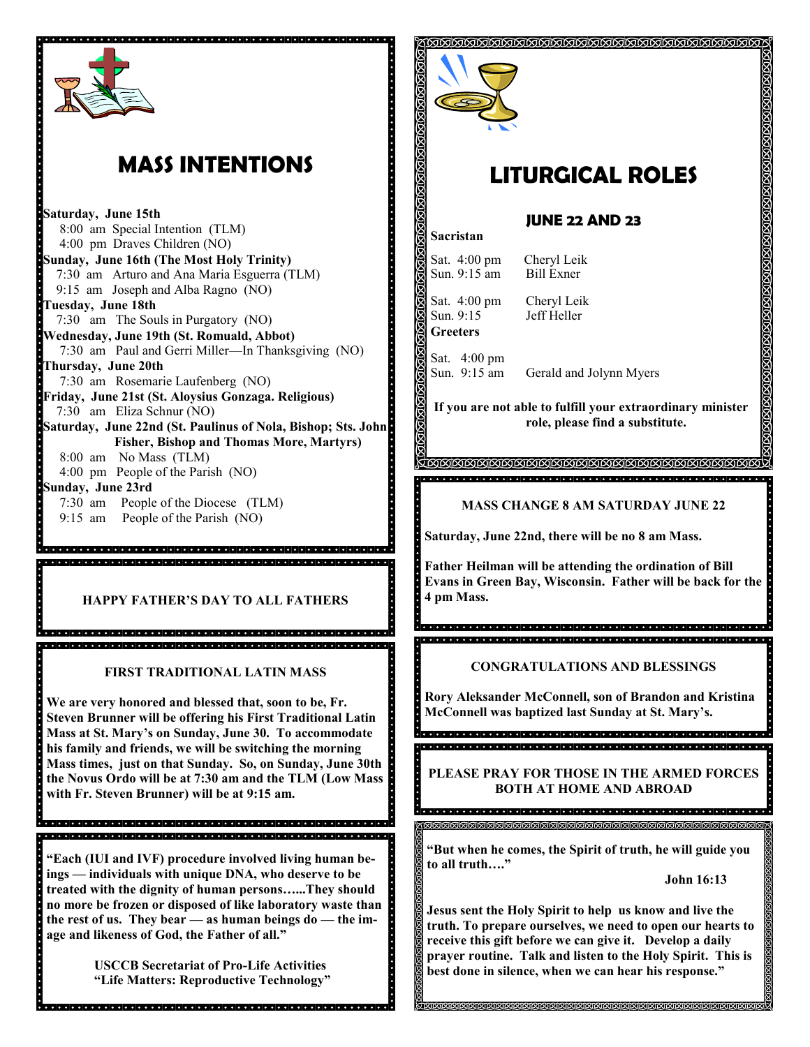## MASS INTENTIONS

**Saturday, June 15th**
8:00 am Special Intention (TLM)
4:00 pm Draves Children (NO)

**Sunday, June 16th (The Most Holy Trinity)**
7:30 am Arturo and Ana Maria Esguerra (TLM)
9:15 am Joseph and Alba Ragno (NO)

**Tuesday, June 18th**
7:30 am The Souls in Purgatory (NO)

**Wednesday, June 19th (St. Romuald, Abbot)**
7:30 am Paul and Gerri Miller—In Thanksgiving (NO)

**Thursday, June 20th**
7:30 am Rosemarie Laufenberg (NO)

**Friday, June 21st (St. Aloysius Gonzaga. Religious)**
7:30 am Eliza Schnur (NO)

**Saturday, June 22nd (St. Paulinus of Nola, Bishop; Sts. John Fisher, Bishop and Thomas More, Martyrs)**
8:00 am No Mass (TLM)
4:00 pm People of the Parish (NO)

**Sunday, June 23rd**
7:30 am People of the Diocese (TLM)
9:15 am People of the Parish (NO)

**HAPPY FATHER'S DAY TO ALL FATHERS**

**FIRST TRADITIONAL LATIN MASS**

**We are very honored and blessed that, soon to be, Fr. Steven Brunner will be offering his First Traditional Latin Mass at St. Mary's on Sunday, June 30. To accommodate his family and friends, we will be switching the morning Mass times, just on that Sunday. So, on Sunday, June 30th the Novus Ordo will be at 7:30 am and the TLM (Low Mass with Fr. Steven Brunner) will be at 9:15 am.**

**"Each (IUI and IVF) procedure involved living human beings — individuals with unique DNA, who deserve to be treated with the dignity of human persons…...They should no more be frozen or disposed of like laboratory waste than the rest of us. They bear — as human beings do — the image and likeness of God, the Father of all."**

**USCCB Secretariat of Pro-Life Activities**
**"Life Matters: Reproductive Technology"**

## LITURGICAL ROLES

### JUNE 22 AND 23

**Sacristan**

Sat. 4:00 pm Cheryl Leik
Sun. 9:15 am Bill Exner

Sat. 4:00 pm Cheryl Leik
Sun. 9:15 Jeff Heller

**Greeters**

Sat. 4:00 pm
Sun. 9:15 am Gerald and Jolynn Myers

**If you are not able to fulfill your extraordinary minister role, please find a substitute.**

**MASS CHANGE 8 AM SATURDAY JUNE 22**

**Saturday, June 22nd, there will be no 8 am Mass.**

**Father Heilman will be attending the ordination of Bill Evans in Green Bay, Wisconsin. Father will be back for the 4 pm Mass.**

**CONGRATULATIONS AND BLESSINGS**

**Rory Aleksander McConnell, son of Brandon and Kristina McConnell was baptized last Sunday at St. Mary's.**

**PLEASE PRAY FOR THOSE IN THE ARMED FORCES BOTH AT HOME AND ABROAD**

**"But when he comes, the Spirit of truth, he will guide you to all truth…."**

**John 16:13**

**Jesus sent the Holy Spirit to help us know and live the truth. To prepare ourselves, we need to open our hearts to receive this gift before we can give it. Develop a daily prayer routine. Talk and listen to the Holy Spirit. This is best done in silence, when we can hear his response."**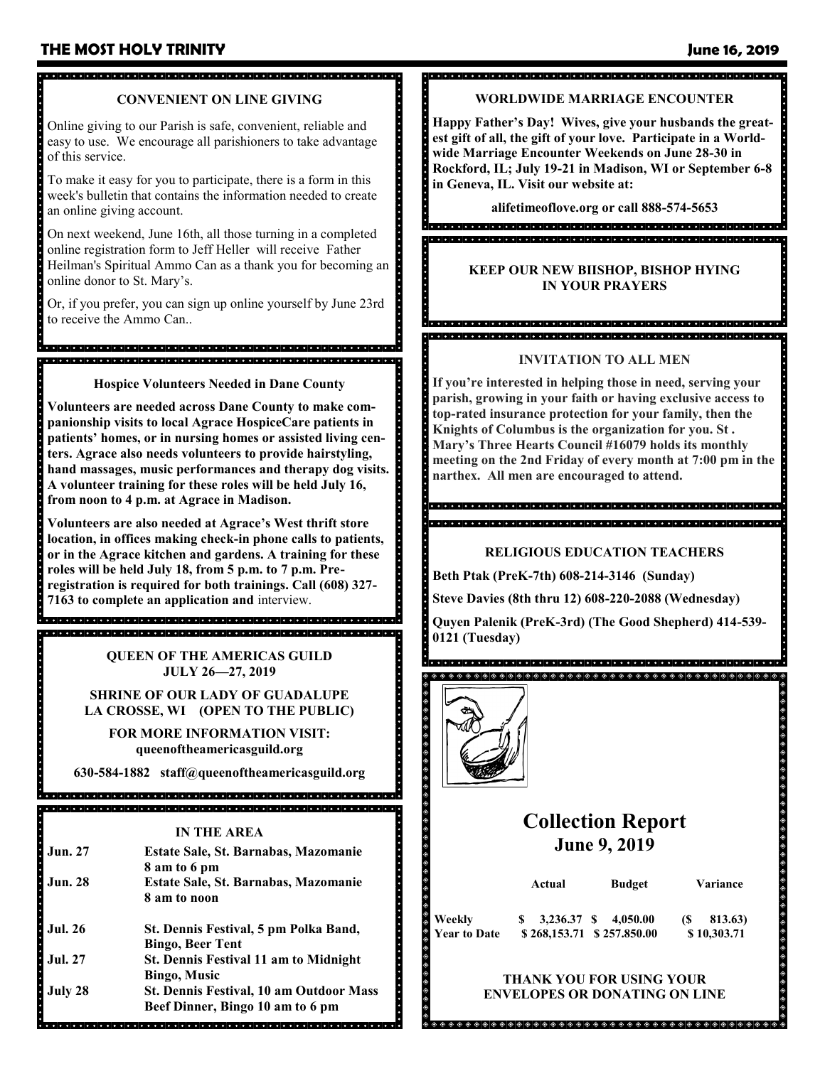## CONVENIENT ON LINE GIVING

Online giving to our Parish is safe, convenient, reliable and easy to use. We encourage all parishioners to take advantage of this service.

To make it easy for you to participate, there is a form in this week's bulletin that contains the information needed to create an online giving account.

On next weekend, June 16th, all those turning in a completed online registration form to Jeff Heller will receive Father Heilman's Spiritual Ammo Can as a thank you for becoming an online donor to St. Mary's.

Or, if you prefer, you can sign up online yourself by June 23rd to receive the Ammo Can..

## Hospice Volunteers Needed in Dane County

**Volunteers are needed across Dane County to make companionship visits to local Agrace HospiceCare patients in patients' homes, or in nursing homes or assisted living centers. Agrace also needs volunteers to provide hairstyling, hand massages, music performances and therapy dog visits. A volunteer training for these roles will be held July 16, from noon to 4 p.m. at Agrace in Madison.**

**Volunteers are also needed at Agrace's West thrift store location, in offices making check-in phone calls to patients, or in the Agrace kitchen and gardens. A training for these roles will be held July 18, from 5 p.m. to 7 p.m. Pre-registration is required for both trainings. Call (608) 327-7163 to complete an application and** interview.

## QUEEN OF THE AMERICAS GUILD
**JULY 26—27, 2019**

**SHRINE OF OUR LADY OF GUADALUPE**
**LA CROSSE, WI (OPEN TO THE PUBLIC)**

**FOR MORE INFORMATION VISIT:**
**queenoftheamericasguild.org**

**630-584-1882 staff@queenoftheamericasguild.org**

## IN THE AREA

| | |
|---|---|
| **Jun. 27** | **Estate Sale, St. Barnabas, Mazomanie 8 am to 6 pm** |
| **Jun. 28** | **Estate Sale, St. Barnabas, Mazomanie 8 am to noon** |
| **Jul. 26** | **St. Dennis Festival, 5 pm Polka Band, Bingo, Beer Tent** |
| **Jul. 27** | **St. Dennis Festival 11 am to Midnight Bingo, Music** |
| **July 28** | **St. Dennis Festival, 10 am Outdoor Mass Beef Dinner, Bingo 10 am to 6 pm** |

## WORLDWIDE MARRIAGE ENCOUNTER

**Happy Father's Day! Wives, give your husbands the greatest gift of all, the gift of your love. Participate in a Worldwide Marriage Encounter Weekends on June 28-30 in Rockford, IL; July 19-21 in Madison, WI or September 6-8 in Geneva, IL. Visit our website at:**

**alifetimeoflove.org or call 888-574-5653**

## KEEP OUR NEW BIISHOP, BISHOP HYING IN YOUR PRAYERS

## INVITATION TO ALL MEN

**If you're interested in helping those in need, serving your parish, growing in your faith or having exclusive access to top-rated insurance protection for your family, then the Knights of Columbus is the organization for you. St . Mary's Three Hearts Council #16079 holds its monthly meeting on the 2nd Friday of every month at 7:00 pm in the narthex. All men are encouraged to attend.**

## RELIGIOUS EDUCATION TEACHERS

**Beth Ptak (PreK-7th) 608-214-3146 (Sunday)**

**Steve Davies (8th thru 12) 608-220-2088 (Wednesday)**

**Quyen Palenik (PreK-3rd) (The Good Shepherd) 414-539-0121 (Tuesday)**

## Collection Report
### June 9, 2019

| | Actual | Budget | Variance |
|---|---|---|---|
| Weekly | $ 3,236.37 | $ 4,050.00 | ($ 813.63) |
| Year to Date | $ 268,153.71 | $ 257.850.00 | $ 10,303.71 |

**THANK YOU FOR USING YOUR ENVELOPES OR DONATING ON LINE**